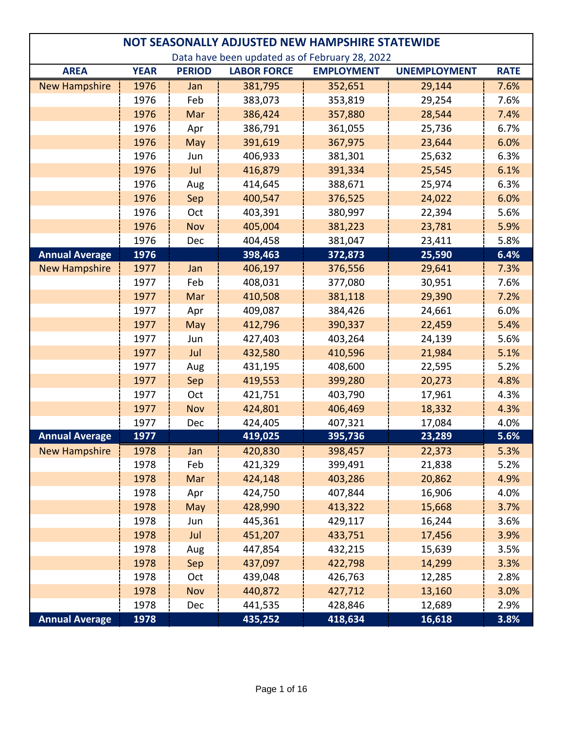# NOT SEASONALLY ADJUSTED NEW HAMPSHIRE STATEWIDE

Data have been updated as of February 28, 2022

| AREA | YEAR | PERIOD | LABOR FORCE | EMPLOYMENT | UNEMPLOYMENT | RATE |
|---|---|---|---|---|---|---|
| New Hampshire | 1976 | Jan | 381,795 | 352,651 | 29,144 | 7.6% |
| | 1976 | Feb | 383,073 | 353,819 | 29,254 | 7.6% |
| | 1976 | Mar | 386,424 | 357,880 | 28,544 | 7.4% |
| | 1976 | Apr | 386,791 | 361,055 | 25,736 | 6.7% |
| | 1976 | May | 391,619 | 367,975 | 23,644 | 6.0% |
| | 1976 | Jun | 406,933 | 381,301 | 25,632 | 6.3% |
| | 1976 | Jul | 416,879 | 391,334 | 25,545 | 6.1% |
| | 1976 | Aug | 414,645 | 388,671 | 25,974 | 6.3% |
| | 1976 | Sep | 400,547 | 376,525 | 24,022 | 6.0% |
| | 1976 | Oct | 403,391 | 380,997 | 22,394 | 5.6% |
| | 1976 | Nov | 405,004 | 381,223 | 23,781 | 5.9% |
| | 1976 | Dec | 404,458 | 381,047 | 23,411 | 5.8% |
| **Annual Average** | **1976** | | **398,463** | **372,873** | **25,590** | **6.4%** |
| New Hampshire | 1977 | Jan | 406,197 | 376,556 | 29,641 | 7.3% |
| | 1977 | Feb | 408,031 | 377,080 | 30,951 | 7.6% |
| | 1977 | Mar | 410,508 | 381,118 | 29,390 | 7.2% |
| | 1977 | Apr | 409,087 | 384,426 | 24,661 | 6.0% |
| | 1977 | May | 412,796 | 390,337 | 22,459 | 5.4% |
| | 1977 | Jun | 427,403 | 403,264 | 24,139 | 5.6% |
| | 1977 | Jul | 432,580 | 410,596 | 21,984 | 5.1% |
| | 1977 | Aug | 431,195 | 408,600 | 22,595 | 5.2% |
| | 1977 | Sep | 419,553 | 399,280 | 20,273 | 4.8% |
| | 1977 | Oct | 421,751 | 403,790 | 17,961 | 4.3% |
| | 1977 | Nov | 424,801 | 406,469 | 18,332 | 4.3% |
| | 1977 | Dec | 424,405 | 407,321 | 17,084 | 4.0% |
| **Annual Average** | **1977** | | **419,025** | **395,736** | **23,289** | **5.6%** |
| New Hampshire | 1978 | Jan | 420,830 | 398,457 | 22,373 | 5.3% |
| | 1978 | Feb | 421,329 | 399,491 | 21,838 | 5.2% |
| | 1978 | Mar | 424,148 | 403,286 | 20,862 | 4.9% |
| | 1978 | Apr | 424,750 | 407,844 | 16,906 | 4.0% |
| | 1978 | May | 428,990 | 413,322 | 15,668 | 3.7% |
| | 1978 | Jun | 445,361 | 429,117 | 16,244 | 3.6% |
| | 1978 | Jul | 451,207 | 433,751 | 17,456 | 3.9% |
| | 1978 | Aug | 447,854 | 432,215 | 15,639 | 3.5% |
| | 1978 | Sep | 437,097 | 422,798 | 14,299 | 3.3% |
| | 1978 | Oct | 439,048 | 426,763 | 12,285 | 2.8% |
| | 1978 | Nov | 440,872 | 427,712 | 13,160 | 3.0% |
| | 1978 | Dec | 441,535 | 428,846 | 12,689 | 2.9% |
| **Annual Average** | **1978** | | **435,252** | **418,634** | **16,618** | **3.8%** |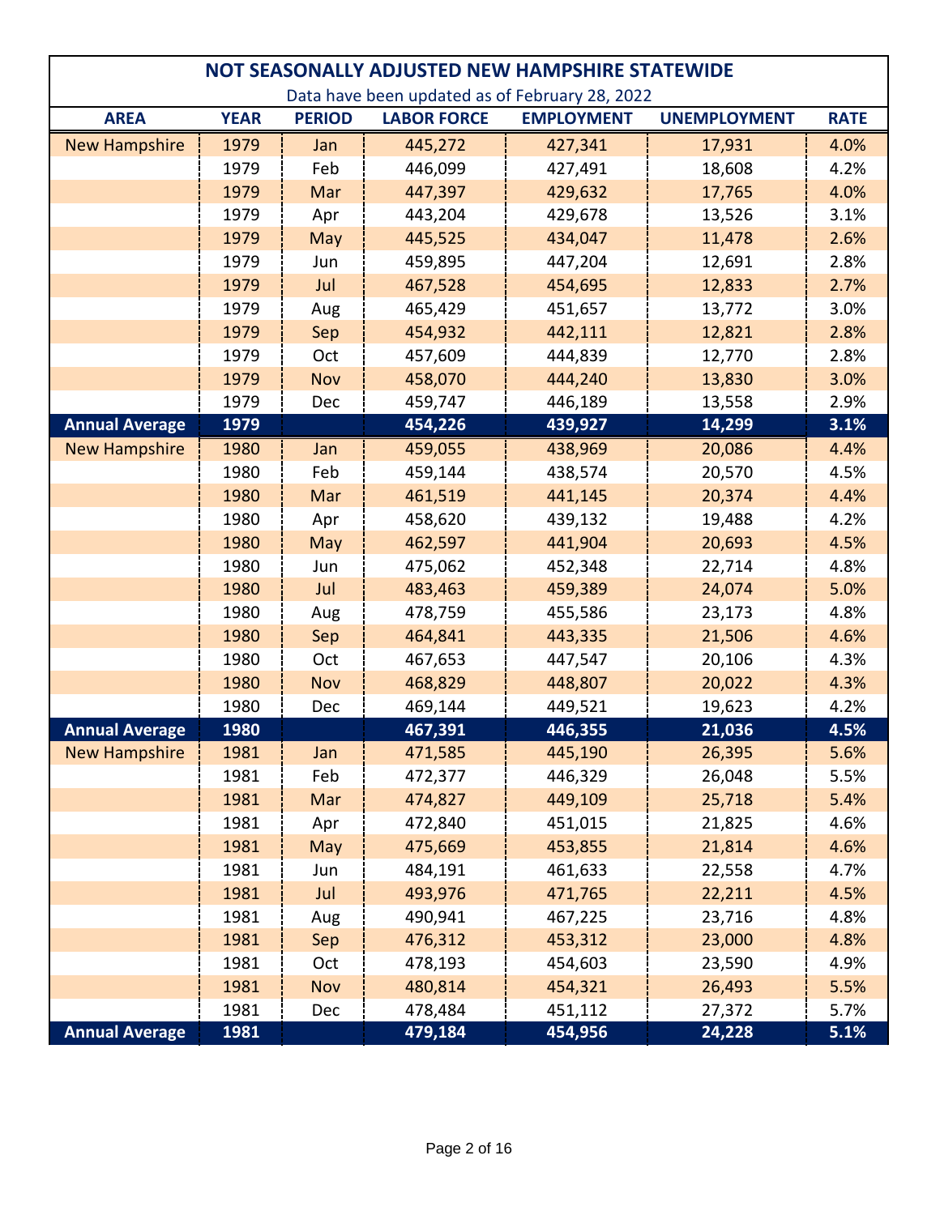## NOT SEASONALLY ADJUSTED NEW HAMPSHIRE STATEWIDE

Data have been updated as of February 28, 2022

| AREA | YEAR | PERIOD | LABOR FORCE | EMPLOYMENT | UNEMPLOYMENT | RATE |
|---|---|---|---|---|---|---|
| New Hampshire | 1979 | Jan | 445,272 | 427,341 | 17,931 | 4.0% |
| | 1979 | Feb | 446,099 | 427,491 | 18,608 | 4.2% |
| | 1979 | Mar | 447,397 | 429,632 | 17,765 | 4.0% |
| | 1979 | Apr | 443,204 | 429,678 | 13,526 | 3.1% |
| | 1979 | May | 445,525 | 434,047 | 11,478 | 2.6% |
| | 1979 | Jun | 459,895 | 447,204 | 12,691 | 2.8% |
| | 1979 | Jul | 467,528 | 454,695 | 12,833 | 2.7% |
| | 1979 | Aug | 465,429 | 451,657 | 13,772 | 3.0% |
| | 1979 | Sep | 454,932 | 442,111 | 12,821 | 2.8% |
| | 1979 | Oct | 457,609 | 444,839 | 12,770 | 2.8% |
| | 1979 | Nov | 458,070 | 444,240 | 13,830 | 3.0% |
| | 1979 | Dec | 459,747 | 446,189 | 13,558 | 2.9% |
| **Annual Average** | **1979** | | **454,226** | **439,927** | **14,299** | **3.1%** |
| New Hampshire | 1980 | Jan | 459,055 | 438,969 | 20,086 | 4.4% |
| | 1980 | Feb | 459,144 | 438,574 | 20,570 | 4.5% |
| | 1980 | Mar | 461,519 | 441,145 | 20,374 | 4.4% |
| | 1980 | Apr | 458,620 | 439,132 | 19,488 | 4.2% |
| | 1980 | May | 462,597 | 441,904 | 20,693 | 4.5% |
| | 1980 | Jun | 475,062 | 452,348 | 22,714 | 4.8% |
| | 1980 | Jul | 483,463 | 459,389 | 24,074 | 5.0% |
| | 1980 | Aug | 478,759 | 455,586 | 23,173 | 4.8% |
| | 1980 | Sep | 464,841 | 443,335 | 21,506 | 4.6% |
| | 1980 | Oct | 467,653 | 447,547 | 20,106 | 4.3% |
| | 1980 | Nov | 468,829 | 448,807 | 20,022 | 4.3% |
| | 1980 | Dec | 469,144 | 449,521 | 19,623 | 4.2% |
| **Annual Average** | **1980** | | **467,391** | **446,355** | **21,036** | **4.5%** |
| New Hampshire | 1981 | Jan | 471,585 | 445,190 | 26,395 | 5.6% |
| | 1981 | Feb | 472,377 | 446,329 | 26,048 | 5.5% |
| | 1981 | Mar | 474,827 | 449,109 | 25,718 | 5.4% |
| | 1981 | Apr | 472,840 | 451,015 | 21,825 | 4.6% |
| | 1981 | May | 475,669 | 453,855 | 21,814 | 4.6% |
| | 1981 | Jun | 484,191 | 461,633 | 22,558 | 4.7% |
| | 1981 | Jul | 493,976 | 471,765 | 22,211 | 4.5% |
| | 1981 | Aug | 490,941 | 467,225 | 23,716 | 4.8% |
| | 1981 | Sep | 476,312 | 453,312 | 23,000 | 4.8% |
| | 1981 | Oct | 478,193 | 454,603 | 23,590 | 4.9% |
| | 1981 | Nov | 480,814 | 454,321 | 26,493 | 5.5% |
| | 1981 | Dec | 478,484 | 451,112 | 27,372 | 5.7% |
| **Annual Average** | **1981** | | **479,184** | **454,956** | **24,228** | **5.1%** |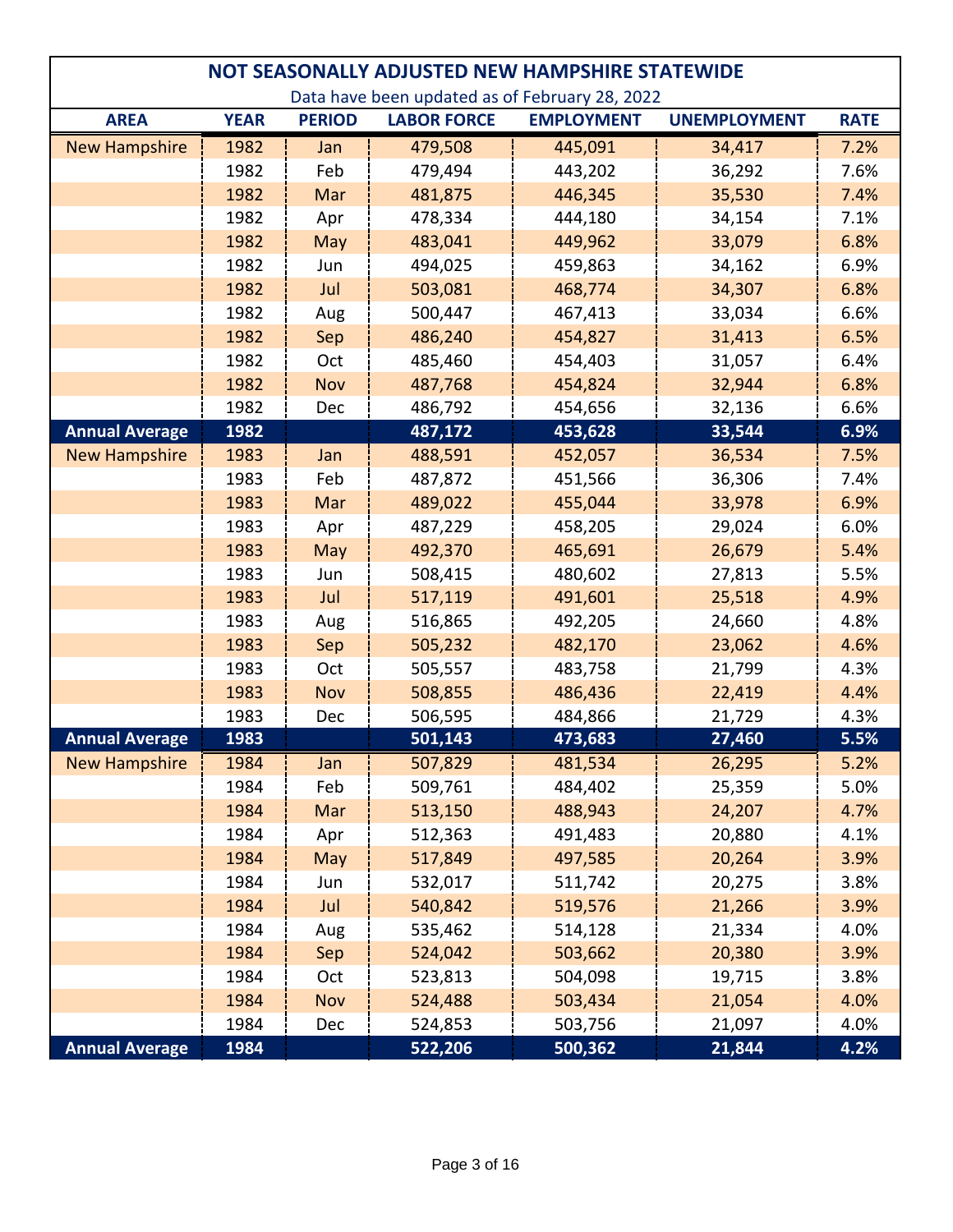# NOT SEASONALLY ADJUSTED NEW HAMPSHIRE STATEWIDE

Data have been updated as of February 28, 2022

| AREA | YEAR | PERIOD | LABOR FORCE | EMPLOYMENT | UNEMPLOYMENT | RATE |
|---|---|---|---|---|---|---|
| New Hampshire | 1982 | Jan | 479,508 | 445,091 | 34,417 | 7.2% |
| | 1982 | Feb | 479,494 | 443,202 | 36,292 | 7.6% |
| | 1982 | Mar | 481,875 | 446,345 | 35,530 | 7.4% |
| | 1982 | Apr | 478,334 | 444,180 | 34,154 | 7.1% |
| | 1982 | May | 483,041 | 449,962 | 33,079 | 6.8% |
| | 1982 | Jun | 494,025 | 459,863 | 34,162 | 6.9% |
| | 1982 | Jul | 503,081 | 468,774 | 34,307 | 6.8% |
| | 1982 | Aug | 500,447 | 467,413 | 33,034 | 6.6% |
| | 1982 | Sep | 486,240 | 454,827 | 31,413 | 6.5% |
| | 1982 | Oct | 485,460 | 454,403 | 31,057 | 6.4% |
| | 1982 | Nov | 487,768 | 454,824 | 32,944 | 6.8% |
| | 1982 | Dec | 486,792 | 454,656 | 32,136 | 6.6% |
| **Annual Average** | **1982** | | **487,172** | **453,628** | **33,544** | **6.9%** |
| New Hampshire | 1983 | Jan | 488,591 | 452,057 | 36,534 | 7.5% |
| | 1983 | Feb | 487,872 | 451,566 | 36,306 | 7.4% |
| | 1983 | Mar | 489,022 | 455,044 | 33,978 | 6.9% |
| | 1983 | Apr | 487,229 | 458,205 | 29,024 | 6.0% |
| | 1983 | May | 492,370 | 465,691 | 26,679 | 5.4% |
| | 1983 | Jun | 508,415 | 480,602 | 27,813 | 5.5% |
| | 1983 | Jul | 517,119 | 491,601 | 25,518 | 4.9% |
| | 1983 | Aug | 516,865 | 492,205 | 24,660 | 4.8% |
| | 1983 | Sep | 505,232 | 482,170 | 23,062 | 4.6% |
| | 1983 | Oct | 505,557 | 483,758 | 21,799 | 4.3% |
| | 1983 | Nov | 508,855 | 486,436 | 22,419 | 4.4% |
| | 1983 | Dec | 506,595 | 484,866 | 21,729 | 4.3% |
| **Annual Average** | **1983** | | **501,143** | **473,683** | **27,460** | **5.5%** |
| New Hampshire | 1984 | Jan | 507,829 | 481,534 | 26,295 | 5.2% |
| | 1984 | Feb | 509,761 | 484,402 | 25,359 | 5.0% |
| | 1984 | Mar | 513,150 | 488,943 | 24,207 | 4.7% |
| | 1984 | Apr | 512,363 | 491,483 | 20,880 | 4.1% |
| | 1984 | May | 517,849 | 497,585 | 20,264 | 3.9% |
| | 1984 | Jun | 532,017 | 511,742 | 20,275 | 3.8% |
| | 1984 | Jul | 540,842 | 519,576 | 21,266 | 3.9% |
| | 1984 | Aug | 535,462 | 514,128 | 21,334 | 4.0% |
| | 1984 | Sep | 524,042 | 503,662 | 20,380 | 3.9% |
| | 1984 | Oct | 523,813 | 504,098 | 19,715 | 3.8% |
| | 1984 | Nov | 524,488 | 503,434 | 21,054 | 4.0% |
| | 1984 | Dec | 524,853 | 503,756 | 21,097 | 4.0% |
| **Annual Average** | **1984** | | **522,206** | **500,362** | **21,844** | **4.2%** |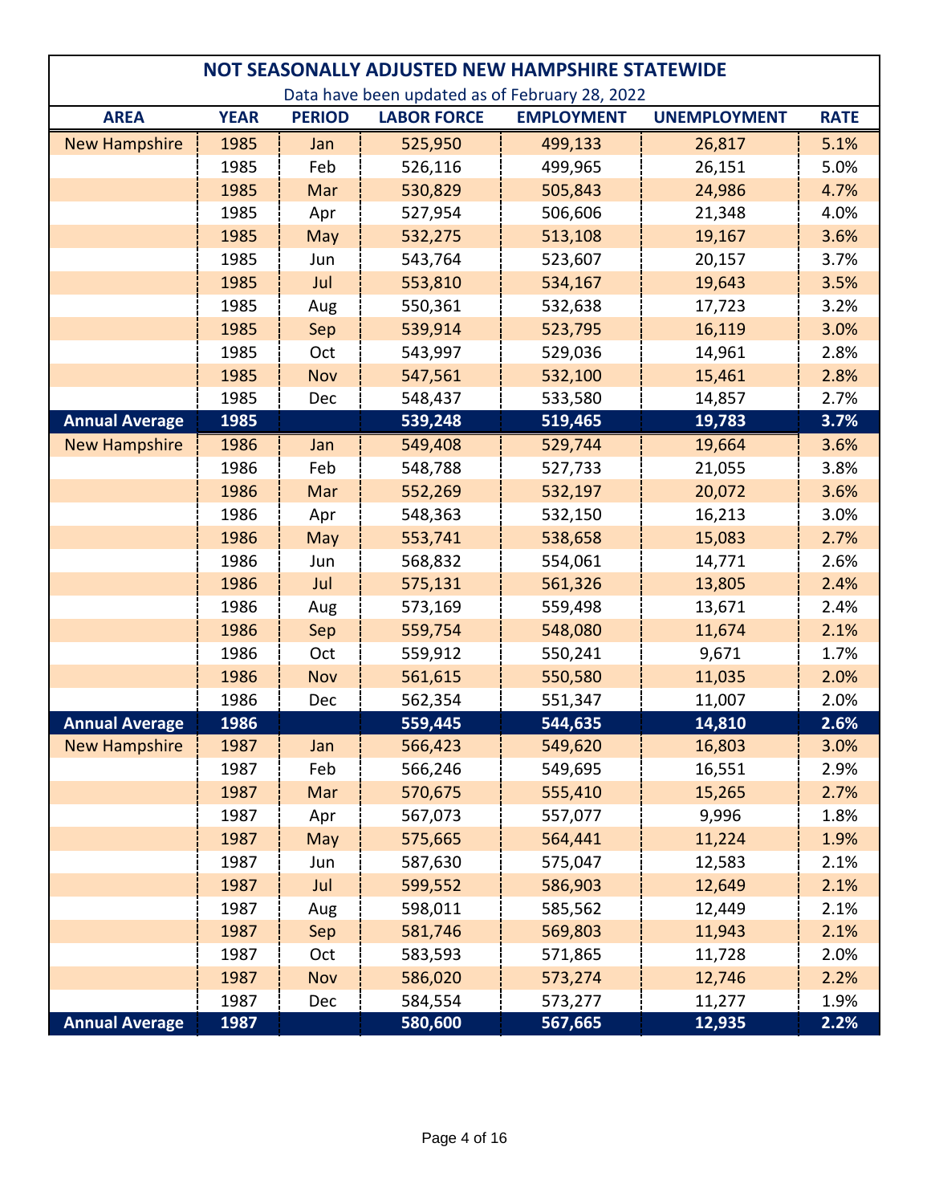## NOT SEASONALLY ADJUSTED NEW HAMPSHIRE STATEWIDE

Data have been updated as of February 28, 2022

| AREA | YEAR | PERIOD | LABOR FORCE | EMPLOYMENT | UNEMPLOYMENT | RATE |
|---|---|---|---|---|---|---|
| New Hampshire | 1985 | Jan | 525,950 | 499,133 | 26,817 | 5.1% |
| | 1985 | Feb | 526,116 | 499,965 | 26,151 | 5.0% |
| | 1985 | Mar | 530,829 | 505,843 | 24,986 | 4.7% |
| | 1985 | Apr | 527,954 | 506,606 | 21,348 | 4.0% |
| | 1985 | May | 532,275 | 513,108 | 19,167 | 3.6% |
| | 1985 | Jun | 543,764 | 523,607 | 20,157 | 3.7% |
| | 1985 | Jul | 553,810 | 534,167 | 19,643 | 3.5% |
| | 1985 | Aug | 550,361 | 532,638 | 17,723 | 3.2% |
| | 1985 | Sep | 539,914 | 523,795 | 16,119 | 3.0% |
| | 1985 | Oct | 543,997 | 529,036 | 14,961 | 2.8% |
| | 1985 | Nov | 547,561 | 532,100 | 15,461 | 2.8% |
| | 1985 | Dec | 548,437 | 533,580 | 14,857 | 2.7% |
| **Annual Average** | **1985** | | **539,248** | **519,465** | **19,783** | **3.7%** |
| New Hampshire | 1986 | Jan | 549,408 | 529,744 | 19,664 | 3.6% |
| | 1986 | Feb | 548,788 | 527,733 | 21,055 | 3.8% |
| | 1986 | Mar | 552,269 | 532,197 | 20,072 | 3.6% |
| | 1986 | Apr | 548,363 | 532,150 | 16,213 | 3.0% |
| | 1986 | May | 553,741 | 538,658 | 15,083 | 2.7% |
| | 1986 | Jun | 568,832 | 554,061 | 14,771 | 2.6% |
| | 1986 | Jul | 575,131 | 561,326 | 13,805 | 2.4% |
| | 1986 | Aug | 573,169 | 559,498 | 13,671 | 2.4% |
| | 1986 | Sep | 559,754 | 548,080 | 11,674 | 2.1% |
| | 1986 | Oct | 559,912 | 550,241 | 9,671 | 1.7% |
| | 1986 | Nov | 561,615 | 550,580 | 11,035 | 2.0% |
| | 1986 | Dec | 562,354 | 551,347 | 11,007 | 2.0% |
| **Annual Average** | **1986** | | **559,445** | **544,635** | **14,810** | **2.6%** |
| New Hampshire | 1987 | Jan | 566,423 | 549,620 | 16,803 | 3.0% |
| | 1987 | Feb | 566,246 | 549,695 | 16,551 | 2.9% |
| | 1987 | Mar | 570,675 | 555,410 | 15,265 | 2.7% |
| | 1987 | Apr | 567,073 | 557,077 | 9,996 | 1.8% |
| | 1987 | May | 575,665 | 564,441 | 11,224 | 1.9% |
| | 1987 | Jun | 587,630 | 575,047 | 12,583 | 2.1% |
| | 1987 | Jul | 599,552 | 586,903 | 12,649 | 2.1% |
| | 1987 | Aug | 598,011 | 585,562 | 12,449 | 2.1% |
| | 1987 | Sep | 581,746 | 569,803 | 11,943 | 2.1% |
| | 1987 | Oct | 583,593 | 571,865 | 11,728 | 2.0% |
| | 1987 | Nov | 586,020 | 573,274 | 12,746 | 2.2% |
| | 1987 | Dec | 584,554 | 573,277 | 11,277 | 1.9% |
| **Annual Average** | **1987** | | **580,600** | **567,665** | **12,935** | **2.2%** |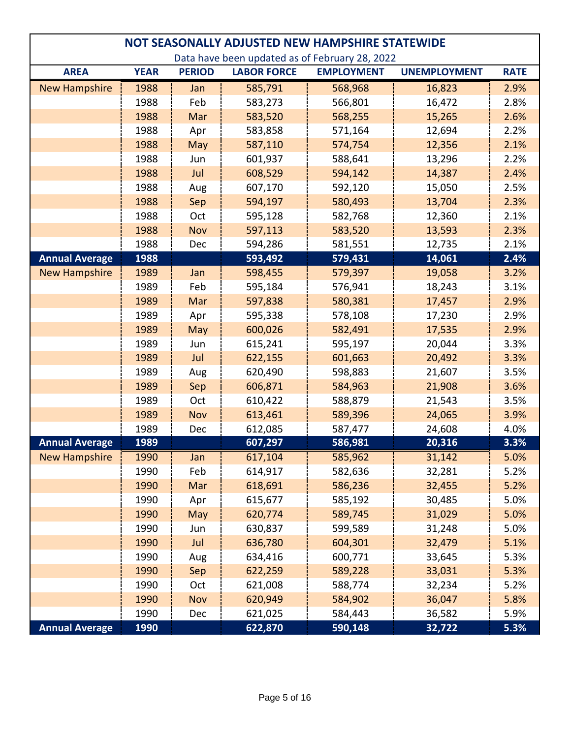## NOT SEASONALLY ADJUSTED NEW HAMPSHIRE STATEWIDE

Data have been updated as of February 28, 2022

| AREA | YEAR | PERIOD | LABOR FORCE | EMPLOYMENT | UNEMPLOYMENT | RATE |
|---|---|---|---|---|---|---|
| New Hampshire | 1988 | Jan | 585,791 | 568,968 | 16,823 | 2.9% |
| | 1988 | Feb | 583,273 | 566,801 | 16,472 | 2.8% |
| | 1988 | Mar | 583,520 | 568,255 | 15,265 | 2.6% |
| | 1988 | Apr | 583,858 | 571,164 | 12,694 | 2.2% |
| | 1988 | May | 587,110 | 574,754 | 12,356 | 2.1% |
| | 1988 | Jun | 601,937 | 588,641 | 13,296 | 2.2% |
| | 1988 | Jul | 608,529 | 594,142 | 14,387 | 2.4% |
| | 1988 | Aug | 607,170 | 592,120 | 15,050 | 2.5% |
| | 1988 | Sep | 594,197 | 580,493 | 13,704 | 2.3% |
| | 1988 | Oct | 595,128 | 582,768 | 12,360 | 2.1% |
| | 1988 | Nov | 597,113 | 583,520 | 13,593 | 2.3% |
| | 1988 | Dec | 594,286 | 581,551 | 12,735 | 2.1% |
| **Annual Average** | **1988** | | **593,492** | **579,431** | **14,061** | **2.4%** |
| New Hampshire | 1989 | Jan | 598,455 | 579,397 | 19,058 | 3.2% |
| | 1989 | Feb | 595,184 | 576,941 | 18,243 | 3.1% |
| | 1989 | Mar | 597,838 | 580,381 | 17,457 | 2.9% |
| | 1989 | Apr | 595,338 | 578,108 | 17,230 | 2.9% |
| | 1989 | May | 600,026 | 582,491 | 17,535 | 2.9% |
| | 1989 | Jun | 615,241 | 595,197 | 20,044 | 3.3% |
| | 1989 | Jul | 622,155 | 601,663 | 20,492 | 3.3% |
| | 1989 | Aug | 620,490 | 598,883 | 21,607 | 3.5% |
| | 1989 | Sep | 606,871 | 584,963 | 21,908 | 3.6% |
| | 1989 | Oct | 610,422 | 588,879 | 21,543 | 3.5% |
| | 1989 | Nov | 613,461 | 589,396 | 24,065 | 3.9% |
| | 1989 | Dec | 612,085 | 587,477 | 24,608 | 4.0% |
| **Annual Average** | **1989** | | **607,297** | **586,981** | **20,316** | **3.3%** |
| New Hampshire | 1990 | Jan | 617,104 | 585,962 | 31,142 | 5.0% |
| | 1990 | Feb | 614,917 | 582,636 | 32,281 | 5.2% |
| | 1990 | Mar | 618,691 | 586,236 | 32,455 | 5.2% |
| | 1990 | Apr | 615,677 | 585,192 | 30,485 | 5.0% |
| | 1990 | May | 620,774 | 589,745 | 31,029 | 5.0% |
| | 1990 | Jun | 630,837 | 599,589 | 31,248 | 5.0% |
| | 1990 | Jul | 636,780 | 604,301 | 32,479 | 5.1% |
| | 1990 | Aug | 634,416 | 600,771 | 33,645 | 5.3% |
| | 1990 | Sep | 622,259 | 589,228 | 33,031 | 5.3% |
| | 1990 | Oct | 621,008 | 588,774 | 32,234 | 5.2% |
| | 1990 | Nov | 620,949 | 584,902 | 36,047 | 5.8% |
| | 1990 | Dec | 621,025 | 584,443 | 36,582 | 5.9% |
| **Annual Average** | **1990** | | **622,870** | **590,148** | **32,722** | **5.3%** |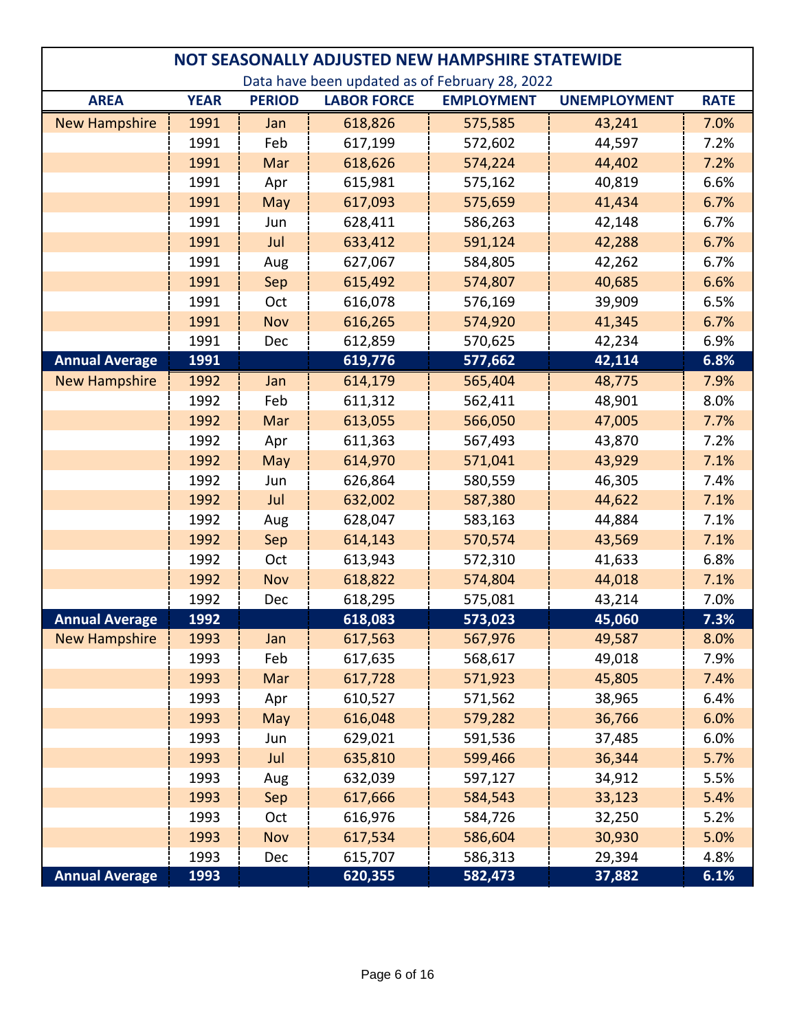| NOT SEASONALLY ADJUSTED NEW HAMPSHIRE STATEWIDE | | | | | | |
|---|---|---|---|---|---|---|
| Data have been updated as of February 28, 2022 | | | | | | |
| **AREA** | **YEAR** | **PERIOD** | **LABOR FORCE** | **EMPLOYMENT** | **UNEMPLOYMENT** | **RATE** |
| New Hampshire | 1991 | Jan | 618,826 | 575,585 | 43,241 | 7.0% |
| | 1991 | Feb | 617,199 | 572,602 | 44,597 | 7.2% |
| | 1991 | Mar | 618,626 | 574,224 | 44,402 | 7.2% |
| | 1991 | Apr | 615,981 | 575,162 | 40,819 | 6.6% |
| | 1991 | May | 617,093 | 575,659 | 41,434 | 6.7% |
| | 1991 | Jun | 628,411 | 586,263 | 42,148 | 6.7% |
| | 1991 | Jul | 633,412 | 591,124 | 42,288 | 6.7% |
| | 1991 | Aug | 627,067 | 584,805 | 42,262 | 6.7% |
| | 1991 | Sep | 615,492 | 574,807 | 40,685 | 6.6% |
| | 1991 | Oct | 616,078 | 576,169 | 39,909 | 6.5% |
| | 1991 | Nov | 616,265 | 574,920 | 41,345 | 6.7% |
| | 1991 | Dec | 612,859 | 570,625 | 42,234 | 6.9% |
| **Annual Average** | **1991** | | **619,776** | **577,662** | **42,114** | **6.8%** |
| New Hampshire | 1992 | Jan | 614,179 | 565,404 | 48,775 | 7.9% |
| | 1992 | Feb | 611,312 | 562,411 | 48,901 | 8.0% |
| | 1992 | Mar | 613,055 | 566,050 | 47,005 | 7.7% |
| | 1992 | Apr | 611,363 | 567,493 | 43,870 | 7.2% |
| | 1992 | May | 614,970 | 571,041 | 43,929 | 7.1% |
| | 1992 | Jun | 626,864 | 580,559 | 46,305 | 7.4% |
| | 1992 | Jul | 632,002 | 587,380 | 44,622 | 7.1% |
| | 1992 | Aug | 628,047 | 583,163 | 44,884 | 7.1% |
| | 1992 | Sep | 614,143 | 570,574 | 43,569 | 7.1% |
| | 1992 | Oct | 613,943 | 572,310 | 41,633 | 6.8% |
| | 1992 | Nov | 618,822 | 574,804 | 44,018 | 7.1% |
| | 1992 | Dec | 618,295 | 575,081 | 43,214 | 7.0% |
| **Annual Average** | **1992** | | **618,083** | **573,023** | **45,060** | **7.3%** |
| New Hampshire | 1993 | Jan | 617,563 | 567,976 | 49,587 | 8.0% |
| | 1993 | Feb | 617,635 | 568,617 | 49,018 | 7.9% |
| | 1993 | Mar | 617,728 | 571,923 | 45,805 | 7.4% |
| | 1993 | Apr | 610,527 | 571,562 | 38,965 | 6.4% |
| | 1993 | May | 616,048 | 579,282 | 36,766 | 6.0% |
| | 1993 | Jun | 629,021 | 591,536 | 37,485 | 6.0% |
| | 1993 | Jul | 635,810 | 599,466 | 36,344 | 5.7% |
| | 1993 | Aug | 632,039 | 597,127 | 34,912 | 5.5% |
| | 1993 | Sep | 617,666 | 584,543 | 33,123 | 5.4% |
| | 1993 | Oct | 616,976 | 584,726 | 32,250 | 5.2% |
| | 1993 | Nov | 617,534 | 586,604 | 30,930 | 5.0% |
| | 1993 | Dec | 615,707 | 586,313 | 29,394 | 4.8% |
| **Annual Average** | **1993** | | **620,355** | **582,473** | **37,882** | **6.1%** |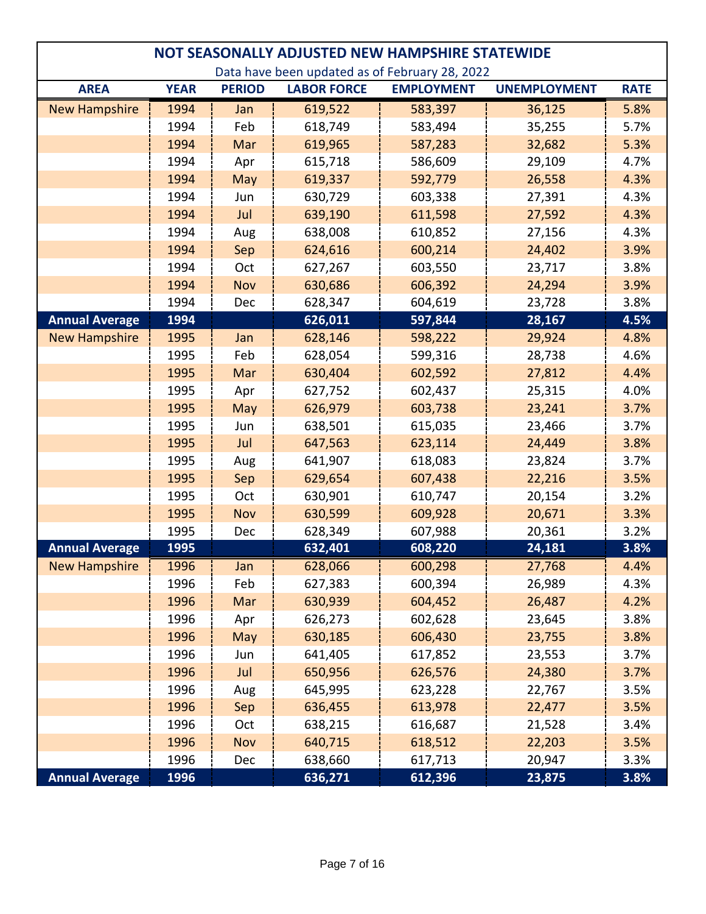## NOT SEASONALLY ADJUSTED NEW HAMPSHIRE STATEWIDE

Data have been updated as of February 28, 2022

| AREA | YEAR | PERIOD | LABOR FORCE | EMPLOYMENT | UNEMPLOYMENT | RATE |
|---|---|---|---|---|---|---|
| New Hampshire | 1994 | Jan | 619,522 | 583,397 | 36,125 | 5.8% |
| | 1994 | Feb | 618,749 | 583,494 | 35,255 | 5.7% |
| | 1994 | Mar | 619,965 | 587,283 | 32,682 | 5.3% |
| | 1994 | Apr | 615,718 | 586,609 | 29,109 | 4.7% |
| | 1994 | May | 619,337 | 592,779 | 26,558 | 4.3% |
| | 1994 | Jun | 630,729 | 603,338 | 27,391 | 4.3% |
| | 1994 | Jul | 639,190 | 611,598 | 27,592 | 4.3% |
| | 1994 | Aug | 638,008 | 610,852 | 27,156 | 4.3% |
| | 1994 | Sep | 624,616 | 600,214 | 24,402 | 3.9% |
| | 1994 | Oct | 627,267 | 603,550 | 23,717 | 3.8% |
| | 1994 | Nov | 630,686 | 606,392 | 24,294 | 3.9% |
| | 1994 | Dec | 628,347 | 604,619 | 23,728 | 3.8% |
| **Annual Average** | **1994** | | **626,011** | **597,844** | **28,167** | **4.5%** |
| New Hampshire | 1995 | Jan | 628,146 | 598,222 | 29,924 | 4.8% |
| | 1995 | Feb | 628,054 | 599,316 | 28,738 | 4.6% |
| | 1995 | Mar | 630,404 | 602,592 | 27,812 | 4.4% |
| | 1995 | Apr | 627,752 | 602,437 | 25,315 | 4.0% |
| | 1995 | May | 626,979 | 603,738 | 23,241 | 3.7% |
| | 1995 | Jun | 638,501 | 615,035 | 23,466 | 3.7% |
| | 1995 | Jul | 647,563 | 623,114 | 24,449 | 3.8% |
| | 1995 | Aug | 641,907 | 618,083 | 23,824 | 3.7% |
| | 1995 | Sep | 629,654 | 607,438 | 22,216 | 3.5% |
| | 1995 | Oct | 630,901 | 610,747 | 20,154 | 3.2% |
| | 1995 | Nov | 630,599 | 609,928 | 20,671 | 3.3% |
| | 1995 | Dec | 628,349 | 607,988 | 20,361 | 3.2% |
| **Annual Average** | **1995** | | **632,401** | **608,220** | **24,181** | **3.8%** |
| New Hampshire | 1996 | Jan | 628,066 | 600,298 | 27,768 | 4.4% |
| | 1996 | Feb | 627,383 | 600,394 | 26,989 | 4.3% |
| | 1996 | Mar | 630,939 | 604,452 | 26,487 | 4.2% |
| | 1996 | Apr | 626,273 | 602,628 | 23,645 | 3.8% |
| | 1996 | May | 630,185 | 606,430 | 23,755 | 3.8% |
| | 1996 | Jun | 641,405 | 617,852 | 23,553 | 3.7% |
| | 1996 | Jul | 650,956 | 626,576 | 24,380 | 3.7% |
| | 1996 | Aug | 645,995 | 623,228 | 22,767 | 3.5% |
| | 1996 | Sep | 636,455 | 613,978 | 22,477 | 3.5% |
| | 1996 | Oct | 638,215 | 616,687 | 21,528 | 3.4% |
| | 1996 | Nov | 640,715 | 618,512 | 22,203 | 3.5% |
| | 1996 | Dec | 638,660 | 617,713 | 20,947 | 3.3% |
| **Annual Average** | **1996** | | **636,271** | **612,396** | **23,875** | **3.8%** |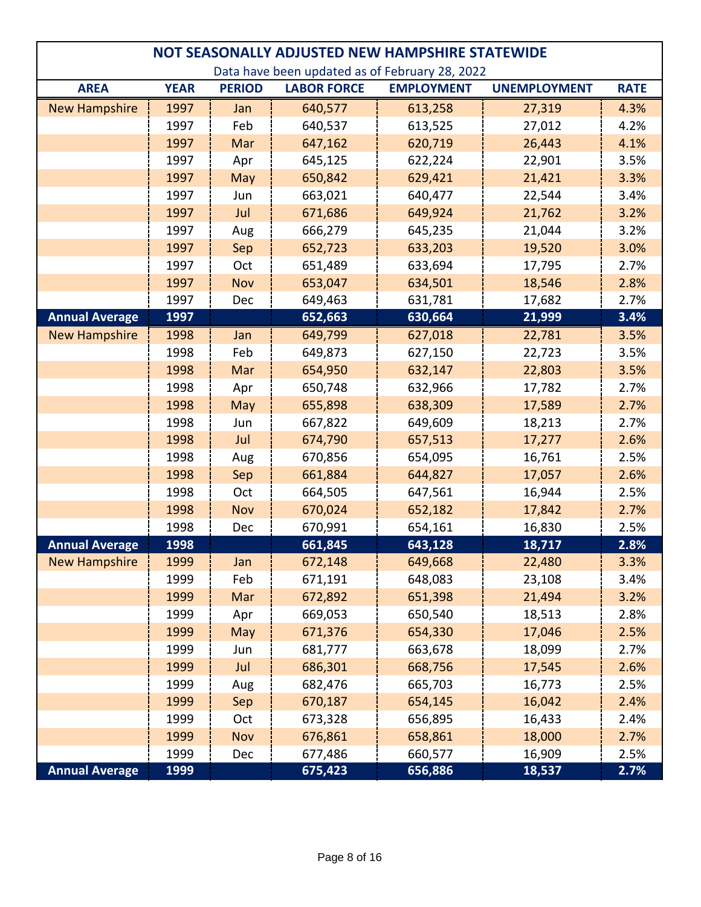# NOT SEASONALLY ADJUSTED NEW HAMPSHIRE STATEWIDE

Data have been updated as of February 28, 2022

| AREA | YEAR | PERIOD | LABOR FORCE | EMPLOYMENT | UNEMPLOYMENT | RATE |
|---|---|---|---|---|---|---|
| New Hampshire | 1997 | Jan | 640,577 | 613,258 | 27,319 | 4.3% |
| | 1997 | Feb | 640,537 | 613,525 | 27,012 | 4.2% |
| | 1997 | Mar | 647,162 | 620,719 | 26,443 | 4.1% |
| | 1997 | Apr | 645,125 | 622,224 | 22,901 | 3.5% |
| | 1997 | May | 650,842 | 629,421 | 21,421 | 3.3% |
| | 1997 | Jun | 663,021 | 640,477 | 22,544 | 3.4% |
| | 1997 | Jul | 671,686 | 649,924 | 21,762 | 3.2% |
| | 1997 | Aug | 666,279 | 645,235 | 21,044 | 3.2% |
| | 1997 | Sep | 652,723 | 633,203 | 19,520 | 3.0% |
| | 1997 | Oct | 651,489 | 633,694 | 17,795 | 2.7% |
| | 1997 | Nov | 653,047 | 634,501 | 18,546 | 2.8% |
| | 1997 | Dec | 649,463 | 631,781 | 17,682 | 2.7% |
| **Annual Average** | **1997** | | **652,663** | **630,664** | **21,999** | **3.4%** |
| New Hampshire | 1998 | Jan | 649,799 | 627,018 | 22,781 | 3.5% |
| | 1998 | Feb | 649,873 | 627,150 | 22,723 | 3.5% |
| | 1998 | Mar | 654,950 | 632,147 | 22,803 | 3.5% |
| | 1998 | Apr | 650,748 | 632,966 | 17,782 | 2.7% |
| | 1998 | May | 655,898 | 638,309 | 17,589 | 2.7% |
| | 1998 | Jun | 667,822 | 649,609 | 18,213 | 2.7% |
| | 1998 | Jul | 674,790 | 657,513 | 17,277 | 2.6% |
| | 1998 | Aug | 670,856 | 654,095 | 16,761 | 2.5% |
| | 1998 | Sep | 661,884 | 644,827 | 17,057 | 2.6% |
| | 1998 | Oct | 664,505 | 647,561 | 16,944 | 2.5% |
| | 1998 | Nov | 670,024 | 652,182 | 17,842 | 2.7% |
| | 1998 | Dec | 670,991 | 654,161 | 16,830 | 2.5% |
| **Annual Average** | **1998** | | **661,845** | **643,128** | **18,717** | **2.8%** |
| New Hampshire | 1999 | Jan | 672,148 | 649,668 | 22,480 | 3.3% |
| | 1999 | Feb | 671,191 | 648,083 | 23,108 | 3.4% |
| | 1999 | Mar | 672,892 | 651,398 | 21,494 | 3.2% |
| | 1999 | Apr | 669,053 | 650,540 | 18,513 | 2.8% |
| | 1999 | May | 671,376 | 654,330 | 17,046 | 2.5% |
| | 1999 | Jun | 681,777 | 663,678 | 18,099 | 2.7% |
| | 1999 | Jul | 686,301 | 668,756 | 17,545 | 2.6% |
| | 1999 | Aug | 682,476 | 665,703 | 16,773 | 2.5% |
| | 1999 | Sep | 670,187 | 654,145 | 16,042 | 2.4% |
| | 1999 | Oct | 673,328 | 656,895 | 16,433 | 2.4% |
| | 1999 | Nov | 676,861 | 658,861 | 18,000 | 2.7% |
| | 1999 | Dec | 677,486 | 660,577 | 16,909 | 2.5% |
| **Annual Average** | **1999** | | **675,423** | **656,886** | **18,537** | **2.7%** |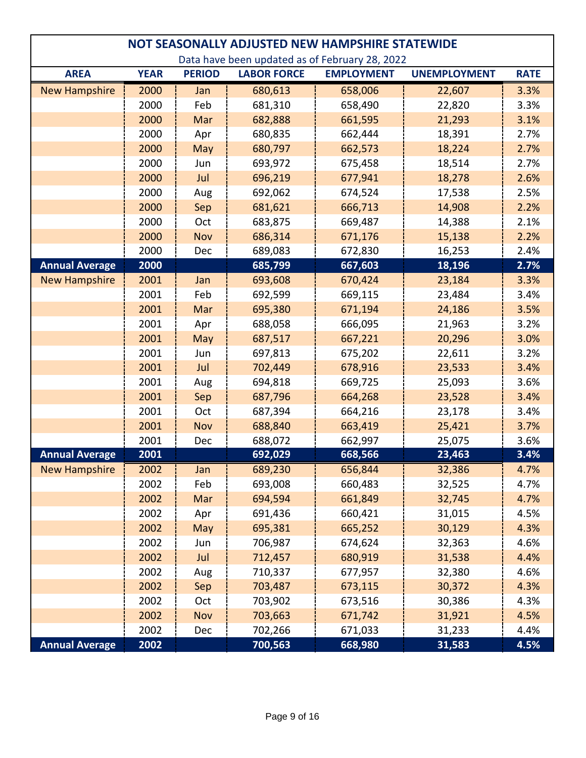# NOT SEASONALLY ADJUSTED NEW HAMPSHIRE STATEWIDE

Data have been updated as of February 28, 2022

| AREA | YEAR | PERIOD | LABOR FORCE | EMPLOYMENT | UNEMPLOYMENT | RATE |
|---|---|---|---|---|---|---|
| New Hampshire | 2000 | Jan | 680,613 | 658,006 | 22,607 | 3.3% |
| | 2000 | Feb | 681,310 | 658,490 | 22,820 | 3.3% |
| | 2000 | Mar | 682,888 | 661,595 | 21,293 | 3.1% |
| | 2000 | Apr | 680,835 | 662,444 | 18,391 | 2.7% |
| | 2000 | May | 680,797 | 662,573 | 18,224 | 2.7% |
| | 2000 | Jun | 693,972 | 675,458 | 18,514 | 2.7% |
| | 2000 | Jul | 696,219 | 677,941 | 18,278 | 2.6% |
| | 2000 | Aug | 692,062 | 674,524 | 17,538 | 2.5% |
| | 2000 | Sep | 681,621 | 666,713 | 14,908 | 2.2% |
| | 2000 | Oct | 683,875 | 669,487 | 14,388 | 2.1% |
| | 2000 | Nov | 686,314 | 671,176 | 15,138 | 2.2% |
| | 2000 | Dec | 689,083 | 672,830 | 16,253 | 2.4% |
| **Annual Average** | **2000** | | **685,799** | **667,603** | **18,196** | **2.7%** |
| New Hampshire | 2001 | Jan | 693,608 | 670,424 | 23,184 | 3.3% |
| | 2001 | Feb | 692,599 | 669,115 | 23,484 | 3.4% |
| | 2001 | Mar | 695,380 | 671,194 | 24,186 | 3.5% |
| | 2001 | Apr | 688,058 | 666,095 | 21,963 | 3.2% |
| | 2001 | May | 687,517 | 667,221 | 20,296 | 3.0% |
| | 2001 | Jun | 697,813 | 675,202 | 22,611 | 3.2% |
| | 2001 | Jul | 702,449 | 678,916 | 23,533 | 3.4% |
| | 2001 | Aug | 694,818 | 669,725 | 25,093 | 3.6% |
| | 2001 | Sep | 687,796 | 664,268 | 23,528 | 3.4% |
| | 2001 | Oct | 687,394 | 664,216 | 23,178 | 3.4% |
| | 2001 | Nov | 688,840 | 663,419 | 25,421 | 3.7% |
| | 2001 | Dec | 688,072 | 662,997 | 25,075 | 3.6% |
| **Annual Average** | **2001** | | **692,029** | **668,566** | **23,463** | **3.4%** |
| New Hampshire | 2002 | Jan | 689,230 | 656,844 | 32,386 | 4.7% |
| | 2002 | Feb | 693,008 | 660,483 | 32,525 | 4.7% |
| | 2002 | Mar | 694,594 | 661,849 | 32,745 | 4.7% |
| | 2002 | Apr | 691,436 | 660,421 | 31,015 | 4.5% |
| | 2002 | May | 695,381 | 665,252 | 30,129 | 4.3% |
| | 2002 | Jun | 706,987 | 674,624 | 32,363 | 4.6% |
| | 2002 | Jul | 712,457 | 680,919 | 31,538 | 4.4% |
| | 2002 | Aug | 710,337 | 677,957 | 32,380 | 4.6% |
| | 2002 | Sep | 703,487 | 673,115 | 30,372 | 4.3% |
| | 2002 | Oct | 703,902 | 673,516 | 30,386 | 4.3% |
| | 2002 | Nov | 703,663 | 671,742 | 31,921 | 4.5% |
| | 2002 | Dec | 702,266 | 671,033 | 31,233 | 4.4% |
| **Annual Average** | **2002** | | **700,563** | **668,980** | **31,583** | **4.5%** |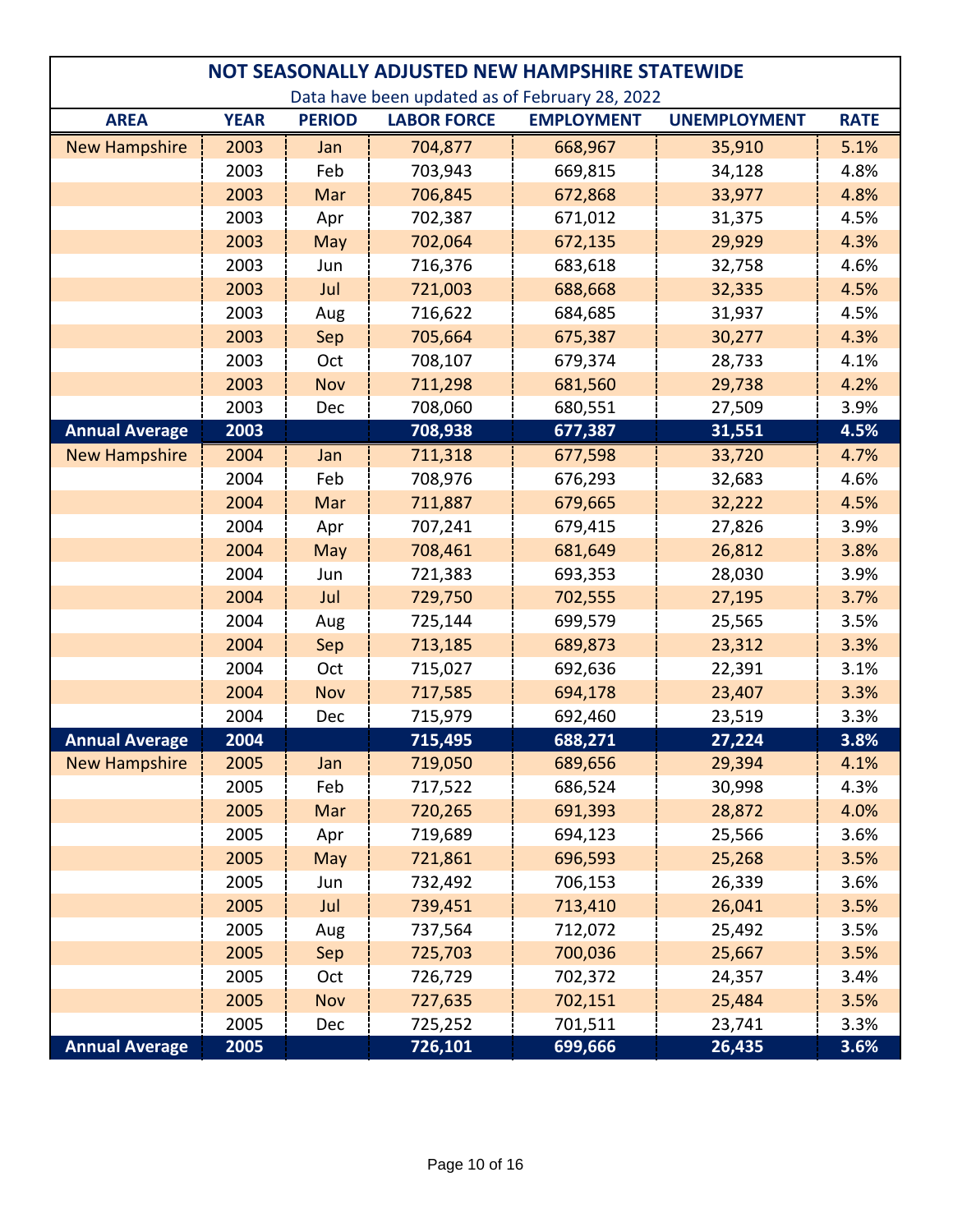## NOT SEASONALLY ADJUSTED NEW HAMPSHIRE STATEWIDE

Data have been updated as of February 28, 2022

| AREA | YEAR | PERIOD | LABOR FORCE | EMPLOYMENT | UNEMPLOYMENT | RATE |
|---|---|---|---|---|---|---|
| New Hampshire | 2003 | Jan | 704,877 | 668,967 | 35,910 | 5.1% |
| | 2003 | Feb | 703,943 | 669,815 | 34,128 | 4.8% |
| | 2003 | Mar | 706,845 | 672,868 | 33,977 | 4.8% |
| | 2003 | Apr | 702,387 | 671,012 | 31,375 | 4.5% |
| | 2003 | May | 702,064 | 672,135 | 29,929 | 4.3% |
| | 2003 | Jun | 716,376 | 683,618 | 32,758 | 4.6% |
| | 2003 | Jul | 721,003 | 688,668 | 32,335 | 4.5% |
| | 2003 | Aug | 716,622 | 684,685 | 31,937 | 4.5% |
| | 2003 | Sep | 705,664 | 675,387 | 30,277 | 4.3% |
| | 2003 | Oct | 708,107 | 679,374 | 28,733 | 4.1% |
| | 2003 | Nov | 711,298 | 681,560 | 29,738 | 4.2% |
| | 2003 | Dec | 708,060 | 680,551 | 27,509 | 3.9% |
| **Annual Average** | **2003** | | **708,938** | **677,387** | **31,551** | **4.5%** |
| New Hampshire | 2004 | Jan | 711,318 | 677,598 | 33,720 | 4.7% |
| | 2004 | Feb | 708,976 | 676,293 | 32,683 | 4.6% |
| | 2004 | Mar | 711,887 | 679,665 | 32,222 | 4.5% |
| | 2004 | Apr | 707,241 | 679,415 | 27,826 | 3.9% |
| | 2004 | May | 708,461 | 681,649 | 26,812 | 3.8% |
| | 2004 | Jun | 721,383 | 693,353 | 28,030 | 3.9% |
| | 2004 | Jul | 729,750 | 702,555 | 27,195 | 3.7% |
| | 2004 | Aug | 725,144 | 699,579 | 25,565 | 3.5% |
| | 2004 | Sep | 713,185 | 689,873 | 23,312 | 3.3% |
| | 2004 | Oct | 715,027 | 692,636 | 22,391 | 3.1% |
| | 2004 | Nov | 717,585 | 694,178 | 23,407 | 3.3% |
| | 2004 | Dec | 715,979 | 692,460 | 23,519 | 3.3% |
| **Annual Average** | **2004** | | **715,495** | **688,271** | **27,224** | **3.8%** |
| New Hampshire | 2005 | Jan | 719,050 | 689,656 | 29,394 | 4.1% |
| | 2005 | Feb | 717,522 | 686,524 | 30,998 | 4.3% |
| | 2005 | Mar | 720,265 | 691,393 | 28,872 | 4.0% |
| | 2005 | Apr | 719,689 | 694,123 | 25,566 | 3.6% |
| | 2005 | May | 721,861 | 696,593 | 25,268 | 3.5% |
| | 2005 | Jun | 732,492 | 706,153 | 26,339 | 3.6% |
| | 2005 | Jul | 739,451 | 713,410 | 26,041 | 3.5% |
| | 2005 | Aug | 737,564 | 712,072 | 25,492 | 3.5% |
| | 2005 | Sep | 725,703 | 700,036 | 25,667 | 3.5% |
| | 2005 | Oct | 726,729 | 702,372 | 24,357 | 3.4% |
| | 2005 | Nov | 727,635 | 702,151 | 25,484 | 3.5% |
| | 2005 | Dec | 725,252 | 701,511 | 23,741 | 3.3% |
| **Annual Average** | **2005** | | **726,101** | **699,666** | **26,435** | **3.6%** |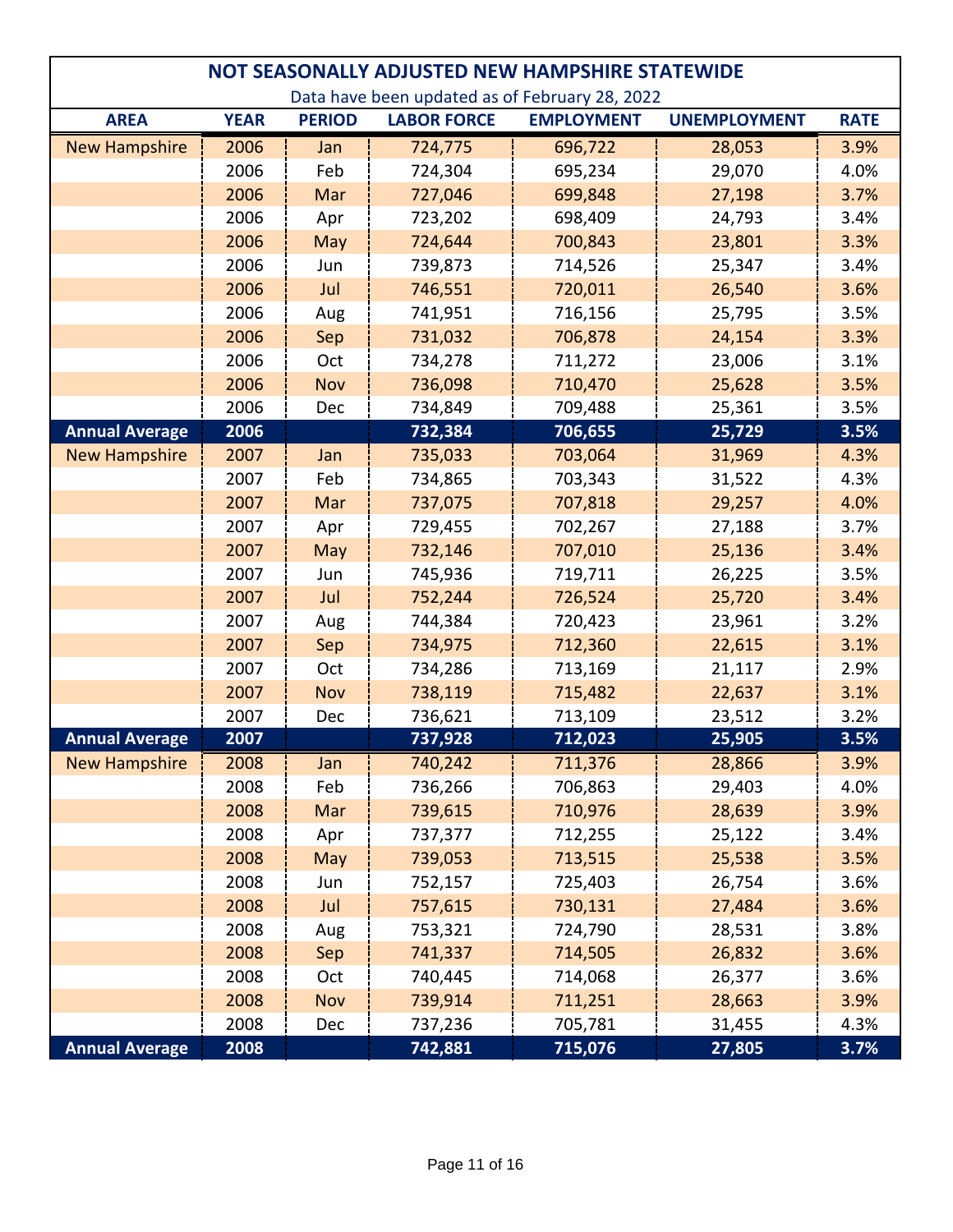## NOT SEASONALLY ADJUSTED NEW HAMPSHIRE STATEWIDE

Data have been updated as of February 28, 2022

| AREA | YEAR | PERIOD | LABOR FORCE | EMPLOYMENT | UNEMPLOYMENT | RATE |
|---|---|---|---|---|---|---|
| New Hampshire | 2006 | Jan | 724,775 | 696,722 | 28,053 | 3.9% |
| | 2006 | Feb | 724,304 | 695,234 | 29,070 | 4.0% |
| | 2006 | Mar | 727,046 | 699,848 | 27,198 | 3.7% |
| | 2006 | Apr | 723,202 | 698,409 | 24,793 | 3.4% |
| | 2006 | May | 724,644 | 700,843 | 23,801 | 3.3% |
| | 2006 | Jun | 739,873 | 714,526 | 25,347 | 3.4% |
| | 2006 | Jul | 746,551 | 720,011 | 26,540 | 3.6% |
| | 2006 | Aug | 741,951 | 716,156 | 25,795 | 3.5% |
| | 2006 | Sep | 731,032 | 706,878 | 24,154 | 3.3% |
| | 2006 | Oct | 734,278 | 711,272 | 23,006 | 3.1% |
| | 2006 | Nov | 736,098 | 710,470 | 25,628 | 3.5% |
| | 2006 | Dec | 734,849 | 709,488 | 25,361 | 3.5% |
| **Annual Average** | **2006** | | **732,384** | **706,655** | **25,729** | **3.5%** |
| New Hampshire | 2007 | Jan | 735,033 | 703,064 | 31,969 | 4.3% |
| | 2007 | Feb | 734,865 | 703,343 | 31,522 | 4.3% |
| | 2007 | Mar | 737,075 | 707,818 | 29,257 | 4.0% |
| | 2007 | Apr | 729,455 | 702,267 | 27,188 | 3.7% |
| | 2007 | May | 732,146 | 707,010 | 25,136 | 3.4% |
| | 2007 | Jun | 745,936 | 719,711 | 26,225 | 3.5% |
| | 2007 | Jul | 752,244 | 726,524 | 25,720 | 3.4% |
| | 2007 | Aug | 744,384 | 720,423 | 23,961 | 3.2% |
| | 2007 | Sep | 734,975 | 712,360 | 22,615 | 3.1% |
| | 2007 | Oct | 734,286 | 713,169 | 21,117 | 2.9% |
| | 2007 | Nov | 738,119 | 715,482 | 22,637 | 3.1% |
| | 2007 | Dec | 736,621 | 713,109 | 23,512 | 3.2% |
| **Annual Average** | **2007** | | **737,928** | **712,023** | **25,905** | **3.5%** |
| New Hampshire | 2008 | Jan | 740,242 | 711,376 | 28,866 | 3.9% |
| | 2008 | Feb | 736,266 | 706,863 | 29,403 | 4.0% |
| | 2008 | Mar | 739,615 | 710,976 | 28,639 | 3.9% |
| | 2008 | Apr | 737,377 | 712,255 | 25,122 | 3.4% |
| | 2008 | May | 739,053 | 713,515 | 25,538 | 3.5% |
| | 2008 | Jun | 752,157 | 725,403 | 26,754 | 3.6% |
| | 2008 | Jul | 757,615 | 730,131 | 27,484 | 3.6% |
| | 2008 | Aug | 753,321 | 724,790 | 28,531 | 3.8% |
| | 2008 | Sep | 741,337 | 714,505 | 26,832 | 3.6% |
| | 2008 | Oct | 740,445 | 714,068 | 26,377 | 3.6% |
| | 2008 | Nov | 739,914 | 711,251 | 28,663 | 3.9% |
| | 2008 | Dec | 737,236 | 705,781 | 31,455 | 4.3% |
| **Annual Average** | **2008** | | **742,881** | **715,076** | **27,805** | **3.7%** |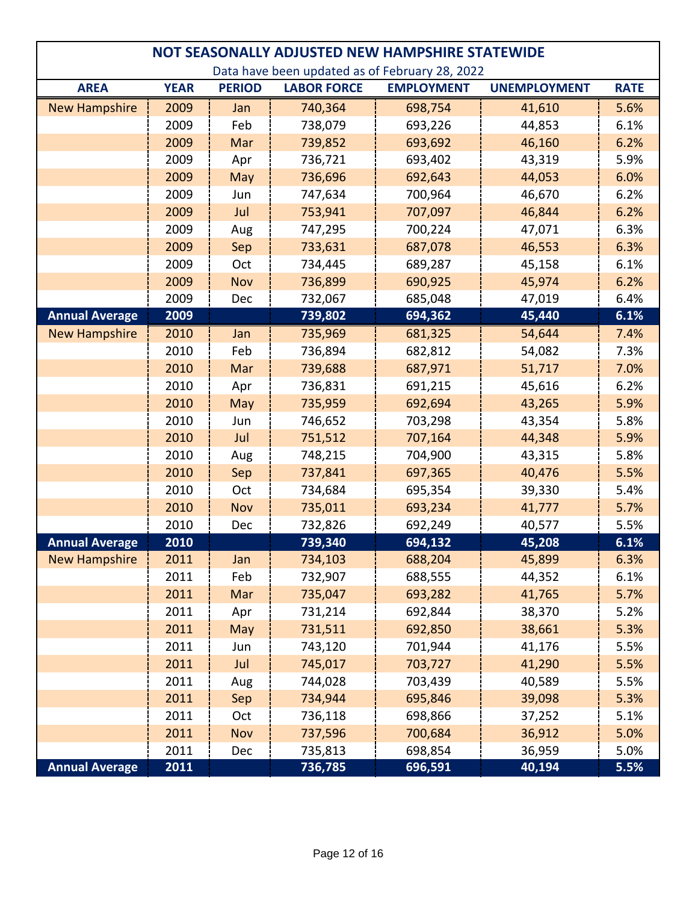## NOT SEASONALLY ADJUSTED NEW HAMPSHIRE STATEWIDE

Data have been updated as of February 28, 2022

| AREA | YEAR | PERIOD | LABOR FORCE | EMPLOYMENT | UNEMPLOYMENT | RATE |
|---|---|---|---|---|---|---|
| New Hampshire | 2009 | Jan | 740,364 | 698,754 | 41,610 | 5.6% |
| | 2009 | Feb | 738,079 | 693,226 | 44,853 | 6.1% |
| | 2009 | Mar | 739,852 | 693,692 | 46,160 | 6.2% |
| | 2009 | Apr | 736,721 | 693,402 | 43,319 | 5.9% |
| | 2009 | May | 736,696 | 692,643 | 44,053 | 6.0% |
| | 2009 | Jun | 747,634 | 700,964 | 46,670 | 6.2% |
| | 2009 | Jul | 753,941 | 707,097 | 46,844 | 6.2% |
| | 2009 | Aug | 747,295 | 700,224 | 47,071 | 6.3% |
| | 2009 | Sep | 733,631 | 687,078 | 46,553 | 6.3% |
| | 2009 | Oct | 734,445 | 689,287 | 45,158 | 6.1% |
| | 2009 | Nov | 736,899 | 690,925 | 45,974 | 6.2% |
| | 2009 | Dec | 732,067 | 685,048 | 47,019 | 6.4% |
| **Annual Average** | **2009** | | **739,802** | **694,362** | **45,440** | **6.1%** |
| New Hampshire | 2010 | Jan | 735,969 | 681,325 | 54,644 | 7.4% |
| | 2010 | Feb | 736,894 | 682,812 | 54,082 | 7.3% |
| | 2010 | Mar | 739,688 | 687,971 | 51,717 | 7.0% |
| | 2010 | Apr | 736,831 | 691,215 | 45,616 | 6.2% |
| | 2010 | May | 735,959 | 692,694 | 43,265 | 5.9% |
| | 2010 | Jun | 746,652 | 703,298 | 43,354 | 5.8% |
| | 2010 | Jul | 751,512 | 707,164 | 44,348 | 5.9% |
| | 2010 | Aug | 748,215 | 704,900 | 43,315 | 5.8% |
| | 2010 | Sep | 737,841 | 697,365 | 40,476 | 5.5% |
| | 2010 | Oct | 734,684 | 695,354 | 39,330 | 5.4% |
| | 2010 | Nov | 735,011 | 693,234 | 41,777 | 5.7% |
| | 2010 | Dec | 732,826 | 692,249 | 40,577 | 5.5% |
| **Annual Average** | **2010** | | **739,340** | **694,132** | **45,208** | **6.1%** |
| New Hampshire | 2011 | Jan | 734,103 | 688,204 | 45,899 | 6.3% |
| | 2011 | Feb | 732,907 | 688,555 | 44,352 | 6.1% |
| | 2011 | Mar | 735,047 | 693,282 | 41,765 | 5.7% |
| | 2011 | Apr | 731,214 | 692,844 | 38,370 | 5.2% |
| | 2011 | May | 731,511 | 692,850 | 38,661 | 5.3% |
| | 2011 | Jun | 743,120 | 701,944 | 41,176 | 5.5% |
| | 2011 | Jul | 745,017 | 703,727 | 41,290 | 5.5% |
| | 2011 | Aug | 744,028 | 703,439 | 40,589 | 5.5% |
| | 2011 | Sep | 734,944 | 695,846 | 39,098 | 5.3% |
| | 2011 | Oct | 736,118 | 698,866 | 37,252 | 5.1% |
| | 2011 | Nov | 737,596 | 700,684 | 36,912 | 5.0% |
| | 2011 | Dec | 735,813 | 698,854 | 36,959 | 5.0% |
| **Annual Average** | **2011** | | **736,785** | **696,591** | **40,194** | **5.5%** |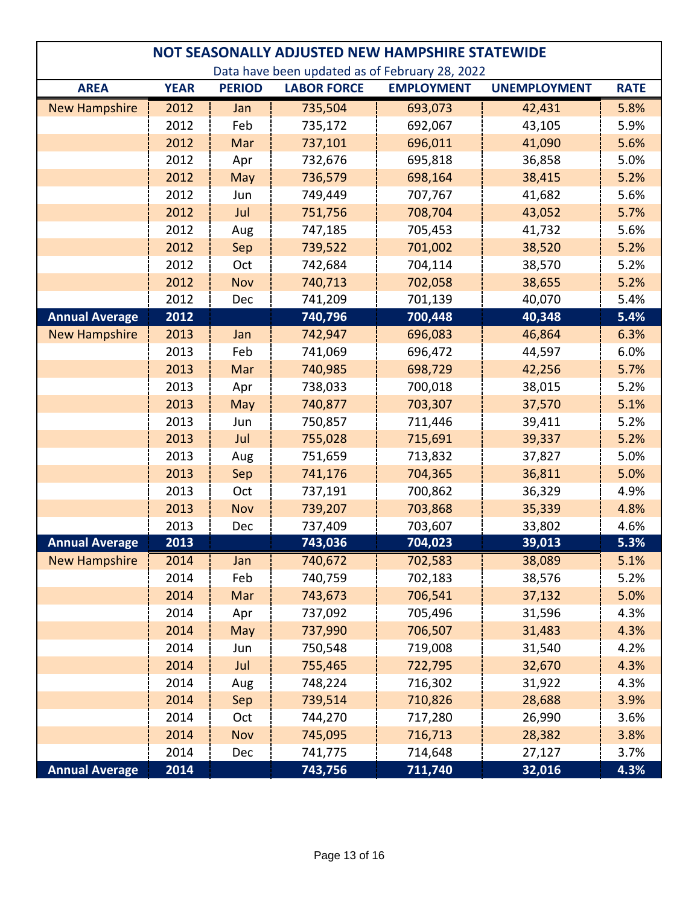## NOT SEASONALLY ADJUSTED NEW HAMPSHIRE STATEWIDE

Data have been updated as of February 28, 2022

| AREA | YEAR | PERIOD | LABOR FORCE | EMPLOYMENT | UNEMPLOYMENT | RATE |
|---|---|---|---|---|---|---|
| New Hampshire | 2012 | Jan | 735,504 | 693,073 | 42,431 | 5.8% |
| | 2012 | Feb | 735,172 | 692,067 | 43,105 | 5.9% |
| | 2012 | Mar | 737,101 | 696,011 | 41,090 | 5.6% |
| | 2012 | Apr | 732,676 | 695,818 | 36,858 | 5.0% |
| | 2012 | May | 736,579 | 698,164 | 38,415 | 5.2% |
| | 2012 | Jun | 749,449 | 707,767 | 41,682 | 5.6% |
| | 2012 | Jul | 751,756 | 708,704 | 43,052 | 5.7% |
| | 2012 | Aug | 747,185 | 705,453 | 41,732 | 5.6% |
| | 2012 | Sep | 739,522 | 701,002 | 38,520 | 5.2% |
| | 2012 | Oct | 742,684 | 704,114 | 38,570 | 5.2% |
| | 2012 | Nov | 740,713 | 702,058 | 38,655 | 5.2% |
| | 2012 | Dec | 741,209 | 701,139 | 40,070 | 5.4% |
| **Annual Average** | **2012** | | **740,796** | **700,448** | **40,348** | **5.4%** |
| New Hampshire | 2013 | Jan | 742,947 | 696,083 | 46,864 | 6.3% |
| | 2013 | Feb | 741,069 | 696,472 | 44,597 | 6.0% |
| | 2013 | Mar | 740,985 | 698,729 | 42,256 | 5.7% |
| | 2013 | Apr | 738,033 | 700,018 | 38,015 | 5.2% |
| | 2013 | May | 740,877 | 703,307 | 37,570 | 5.1% |
| | 2013 | Jun | 750,857 | 711,446 | 39,411 | 5.2% |
| | 2013 | Jul | 755,028 | 715,691 | 39,337 | 5.2% |
| | 2013 | Aug | 751,659 | 713,832 | 37,827 | 5.0% |
| | 2013 | Sep | 741,176 | 704,365 | 36,811 | 5.0% |
| | 2013 | Oct | 737,191 | 700,862 | 36,329 | 4.9% |
| | 2013 | Nov | 739,207 | 703,868 | 35,339 | 4.8% |
| | 2013 | Dec | 737,409 | 703,607 | 33,802 | 4.6% |
| **Annual Average** | **2013** | | **743,036** | **704,023** | **39,013** | **5.3%** |
| New Hampshire | 2014 | Jan | 740,672 | 702,583 | 38,089 | 5.1% |
| | 2014 | Feb | 740,759 | 702,183 | 38,576 | 5.2% |
| | 2014 | Mar | 743,673 | 706,541 | 37,132 | 5.0% |
| | 2014 | Apr | 737,092 | 705,496 | 31,596 | 4.3% |
| | 2014 | May | 737,990 | 706,507 | 31,483 | 4.3% |
| | 2014 | Jun | 750,548 | 719,008 | 31,540 | 4.2% |
| | 2014 | Jul | 755,465 | 722,795 | 32,670 | 4.3% |
| | 2014 | Aug | 748,224 | 716,302 | 31,922 | 4.3% |
| | 2014 | Sep | 739,514 | 710,826 | 28,688 | 3.9% |
| | 2014 | Oct | 744,270 | 717,280 | 26,990 | 3.6% |
| | 2014 | Nov | 745,095 | 716,713 | 28,382 | 3.8% |
| | 2014 | Dec | 741,775 | 714,648 | 27,127 | 3.7% |
| **Annual Average** | **2014** | | **743,756** | **711,740** | **32,016** | **4.3%** |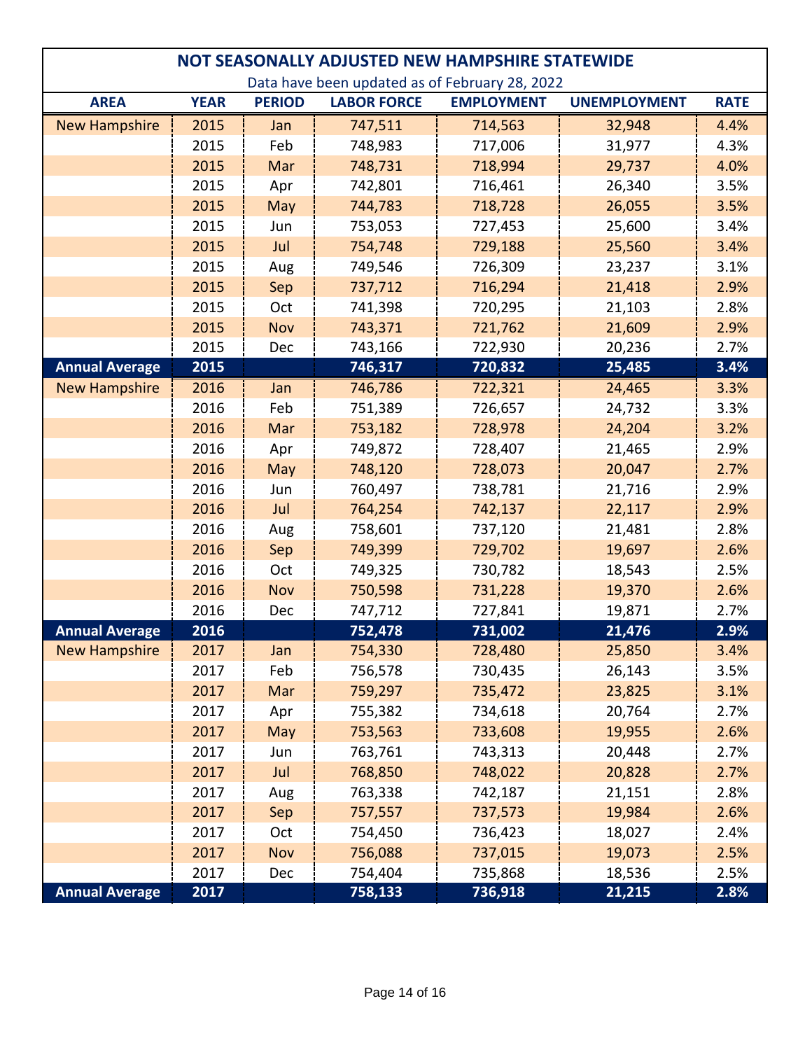# NOT SEASONALLY ADJUSTED NEW HAMPSHIRE STATEWIDE

Data have been updated as of February 28, 2022

| AREA | YEAR | PERIOD | LABOR FORCE | EMPLOYMENT | UNEMPLOYMENT | RATE |
|---|---|---|---|---|---|---|
| New Hampshire | 2015 | Jan | 747,511 | 714,563 | 32,948 | 4.4% |
| | 2015 | Feb | 748,983 | 717,006 | 31,977 | 4.3% |
| | 2015 | Mar | 748,731 | 718,994 | 29,737 | 4.0% |
| | 2015 | Apr | 742,801 | 716,461 | 26,340 | 3.5% |
| | 2015 | May | 744,783 | 718,728 | 26,055 | 3.5% |
| | 2015 | Jun | 753,053 | 727,453 | 25,600 | 3.4% |
| | 2015 | Jul | 754,748 | 729,188 | 25,560 | 3.4% |
| | 2015 | Aug | 749,546 | 726,309 | 23,237 | 3.1% |
| | 2015 | Sep | 737,712 | 716,294 | 21,418 | 2.9% |
| | 2015 | Oct | 741,398 | 720,295 | 21,103 | 2.8% |
| | 2015 | Nov | 743,371 | 721,762 | 21,609 | 2.9% |
| | 2015 | Dec | 743,166 | 722,930 | 20,236 | 2.7% |
| **Annual Average** | **2015** | | **746,317** | **720,832** | **25,485** | **3.4%** |
| New Hampshire | 2016 | Jan | 746,786 | 722,321 | 24,465 | 3.3% |
| | 2016 | Feb | 751,389 | 726,657 | 24,732 | 3.3% |
| | 2016 | Mar | 753,182 | 728,978 | 24,204 | 3.2% |
| | 2016 | Apr | 749,872 | 728,407 | 21,465 | 2.9% |
| | 2016 | May | 748,120 | 728,073 | 20,047 | 2.7% |
| | 2016 | Jun | 760,497 | 738,781 | 21,716 | 2.9% |
| | 2016 | Jul | 764,254 | 742,137 | 22,117 | 2.9% |
| | 2016 | Aug | 758,601 | 737,120 | 21,481 | 2.8% |
| | 2016 | Sep | 749,399 | 729,702 | 19,697 | 2.6% |
| | 2016 | Oct | 749,325 | 730,782 | 18,543 | 2.5% |
| | 2016 | Nov | 750,598 | 731,228 | 19,370 | 2.6% |
| | 2016 | Dec | 747,712 | 727,841 | 19,871 | 2.7% |
| **Annual Average** | **2016** | | **752,478** | **731,002** | **21,476** | **2.9%** |
| New Hampshire | 2017 | Jan | 754,330 | 728,480 | 25,850 | 3.4% |
| | 2017 | Feb | 756,578 | 730,435 | 26,143 | 3.5% |
| | 2017 | Mar | 759,297 | 735,472 | 23,825 | 3.1% |
| | 2017 | Apr | 755,382 | 734,618 | 20,764 | 2.7% |
| | 2017 | May | 753,563 | 733,608 | 19,955 | 2.6% |
| | 2017 | Jun | 763,761 | 743,313 | 20,448 | 2.7% |
| | 2017 | Jul | 768,850 | 748,022 | 20,828 | 2.7% |
| | 2017 | Aug | 763,338 | 742,187 | 21,151 | 2.8% |
| | 2017 | Sep | 757,557 | 737,573 | 19,984 | 2.6% |
| | 2017 | Oct | 754,450 | 736,423 | 18,027 | 2.4% |
| | 2017 | Nov | 756,088 | 737,015 | 19,073 | 2.5% |
| | 2017 | Dec | 754,404 | 735,868 | 18,536 | 2.5% |
| **Annual Average** | **2017** | | **758,133** | **736,918** | **21,215** | **2.8%** |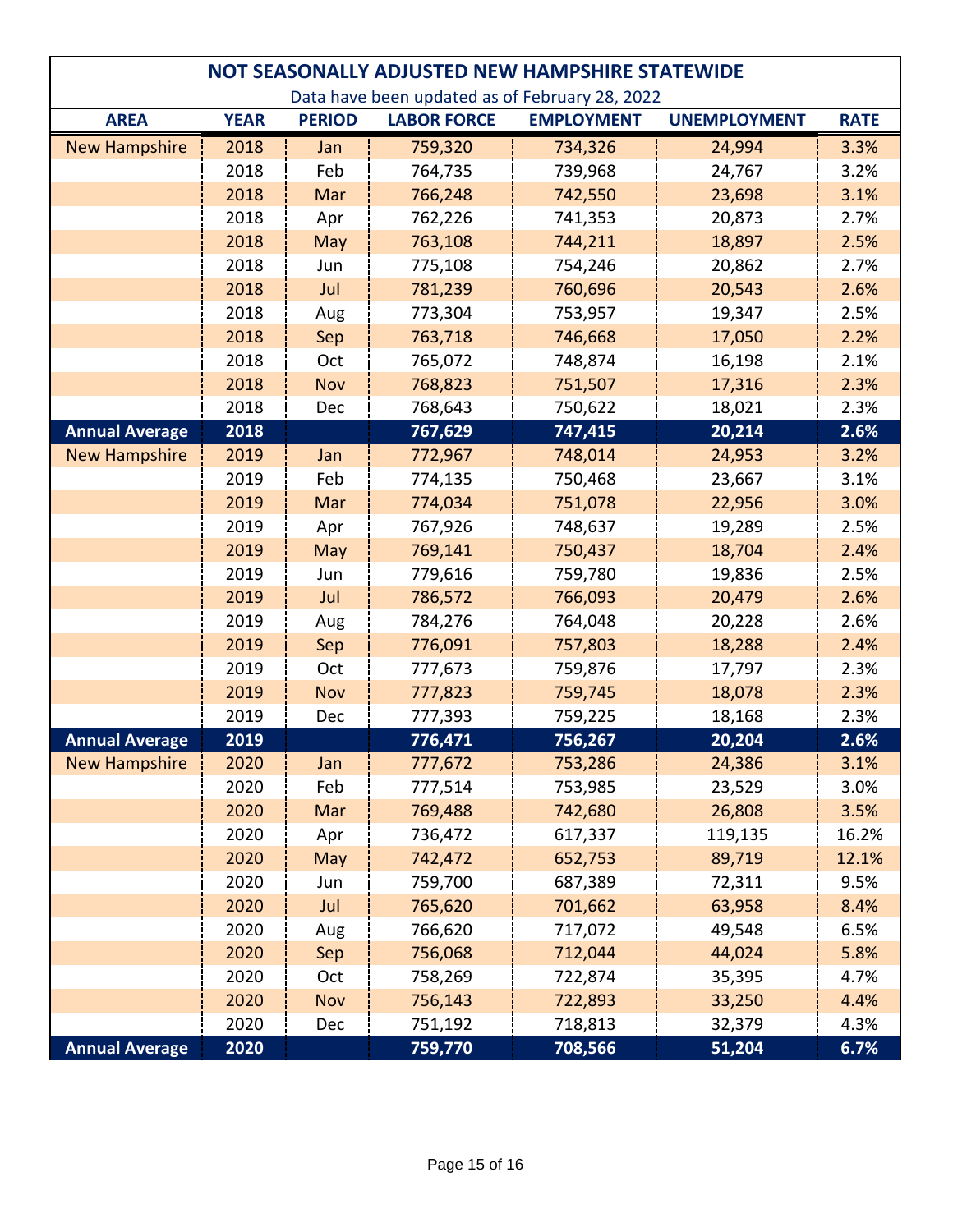## NOT SEASONALLY ADJUSTED NEW HAMPSHIRE STATEWIDE

Data have been updated as of February 28, 2022

| AREA | YEAR | PERIOD | LABOR FORCE | EMPLOYMENT | UNEMPLOYMENT | RATE |
|---|---|---|---|---|---|---|
| New Hampshire | 2018 | Jan | 759,320 | 734,326 | 24,994 | 3.3% |
| | 2018 | Feb | 764,735 | 739,968 | 24,767 | 3.2% |
| | 2018 | Mar | 766,248 | 742,550 | 23,698 | 3.1% |
| | 2018 | Apr | 762,226 | 741,353 | 20,873 | 2.7% |
| | 2018 | May | 763,108 | 744,211 | 18,897 | 2.5% |
| | 2018 | Jun | 775,108 | 754,246 | 20,862 | 2.7% |
| | 2018 | Jul | 781,239 | 760,696 | 20,543 | 2.6% |
| | 2018 | Aug | 773,304 | 753,957 | 19,347 | 2.5% |
| | 2018 | Sep | 763,718 | 746,668 | 17,050 | 2.2% |
| | 2018 | Oct | 765,072 | 748,874 | 16,198 | 2.1% |
| | 2018 | Nov | 768,823 | 751,507 | 17,316 | 2.3% |
| | 2018 | Dec | 768,643 | 750,622 | 18,021 | 2.3% |
| **Annual Average** | **2018** | | **767,629** | **747,415** | **20,214** | **2.6%** |
| New Hampshire | 2019 | Jan | 772,967 | 748,014 | 24,953 | 3.2% |
| | 2019 | Feb | 774,135 | 750,468 | 23,667 | 3.1% |
| | 2019 | Mar | 774,034 | 751,078 | 22,956 | 3.0% |
| | 2019 | Apr | 767,926 | 748,637 | 19,289 | 2.5% |
| | 2019 | May | 769,141 | 750,437 | 18,704 | 2.4% |
| | 2019 | Jun | 779,616 | 759,780 | 19,836 | 2.5% |
| | 2019 | Jul | 786,572 | 766,093 | 20,479 | 2.6% |
| | 2019 | Aug | 784,276 | 764,048 | 20,228 | 2.6% |
| | 2019 | Sep | 776,091 | 757,803 | 18,288 | 2.4% |
| | 2019 | Oct | 777,673 | 759,876 | 17,797 | 2.3% |
| | 2019 | Nov | 777,823 | 759,745 | 18,078 | 2.3% |
| | 2019 | Dec | 777,393 | 759,225 | 18,168 | 2.3% |
| **Annual Average** | **2019** | | **776,471** | **756,267** | **20,204** | **2.6%** |
| New Hampshire | 2020 | Jan | 777,672 | 753,286 | 24,386 | 3.1% |
| | 2020 | Feb | 777,514 | 753,985 | 23,529 | 3.0% |
| | 2020 | Mar | 769,488 | 742,680 | 26,808 | 3.5% |
| | 2020 | Apr | 736,472 | 617,337 | 119,135 | 16.2% |
| | 2020 | May | 742,472 | 652,753 | 89,719 | 12.1% |
| | 2020 | Jun | 759,700 | 687,389 | 72,311 | 9.5% |
| | 2020 | Jul | 765,620 | 701,662 | 63,958 | 8.4% |
| | 2020 | Aug | 766,620 | 717,072 | 49,548 | 6.5% |
| | 2020 | Sep | 756,068 | 712,044 | 44,024 | 5.8% |
| | 2020 | Oct | 758,269 | 722,874 | 35,395 | 4.7% |
| | 2020 | Nov | 756,143 | 722,893 | 33,250 | 4.4% |
| | 2020 | Dec | 751,192 | 718,813 | 32,379 | 4.3% |
| **Annual Average** | **2020** | | **759,770** | **708,566** | **51,204** | **6.7%** |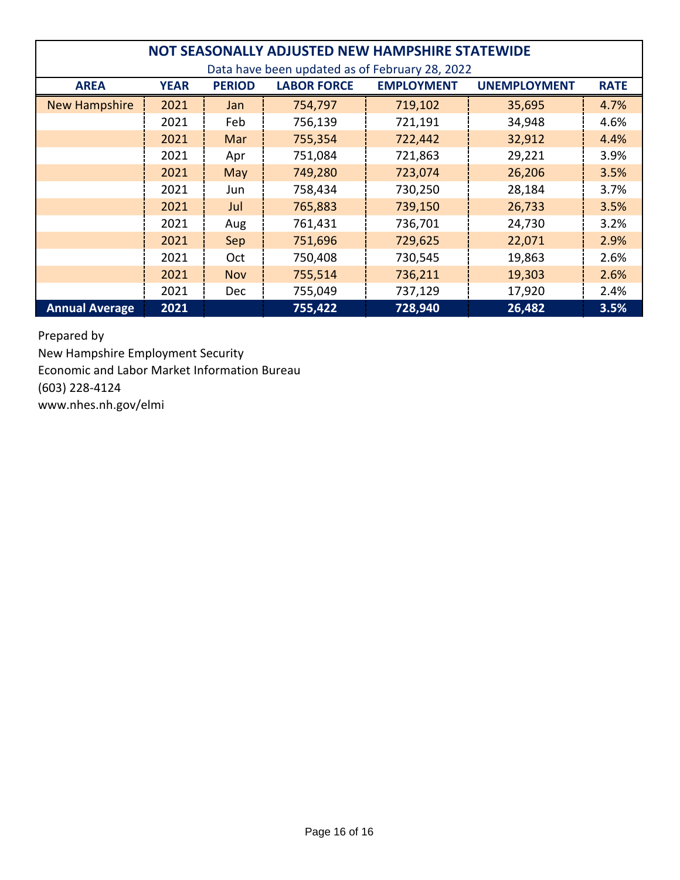## NOT SEASONALLY ADJUSTED NEW HAMPSHIRE STATEWIDE

Data have been updated as of February 28, 2022

| AREA | YEAR | PERIOD | LABOR FORCE | EMPLOYMENT | UNEMPLOYMENT | RATE |
|---|---|---|---|---|---|---|
| New Hampshire | 2021 | Jan | 754,797 | 719,102 | 35,695 | 4.7% |
| | 2021 | Feb | 756,139 | 721,191 | 34,948 | 4.6% |
| | 2021 | Mar | 755,354 | 722,442 | 32,912 | 4.4% |
| | 2021 | Apr | 751,084 | 721,863 | 29,221 | 3.9% |
| | 2021 | May | 749,280 | 723,074 | 26,206 | 3.5% |
| | 2021 | Jun | 758,434 | 730,250 | 28,184 | 3.7% |
| | 2021 | Jul | 765,883 | 739,150 | 26,733 | 3.5% |
| | 2021 | Aug | 761,431 | 736,701 | 24,730 | 3.2% |
| | 2021 | Sep | 751,696 | 729,625 | 22,071 | 2.9% |
| | 2021 | Oct | 750,408 | 730,545 | 19,863 | 2.6% |
| | 2021 | Nov | 755,514 | 736,211 | 19,303 | 2.6% |
| | 2021 | Dec | 755,049 | 737,129 | 17,920 | 2.4% |
| **Annual Average** | **2021** | | **755,422** | **728,940** | **26,482** | **3.5%** |

Prepared by
New Hampshire Employment Security
Economic and Labor Market Information Bureau
(603) 228-4124
www.nhes.nh.gov/elmi